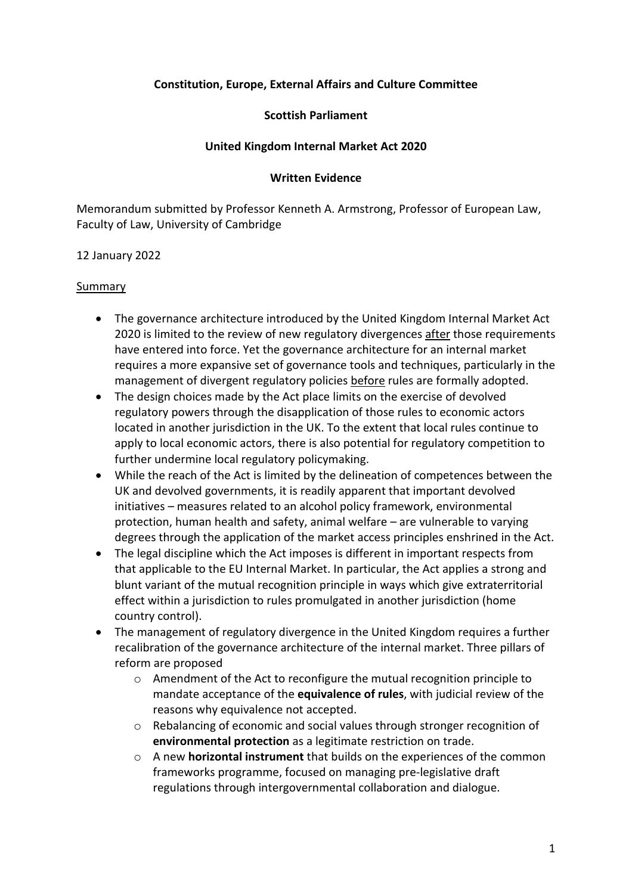**Constitution, Europe, External Affairs and Culture Committee**

**Scottish Parliament**

**United Kingdom Internal Market Act 2020**

**Written Evidence**

Memorandum submitted by Professor Kenneth A. Armstrong, Professor of European Law, Faculty of Law, University of Cambridge

12 January 2022

<u>Summary</u>

- The governance architecture introduced by the United Kingdom Internal Market Act 2020 is limited to the review of new regulatory divergences <u>after</u> those requirements have entered into force. Yet the governance architecture for an internal market requires a more expansive set of governance tools and techniques, particularly in the management of divergent regulatory policies <u>before</u> rules are formally adopted.
- The design choices made by the Act place limits on the exercise of devolved regulatory powers through the disapplication of those rules to economic actors located in another jurisdiction in the UK. To the extent that local rules continue to apply to local economic actors, there is also potential for regulatory competition to further undermine local regulatory policymaking.
- While the reach of the Act is limited by the delineation of competences between the UK and devolved governments, it is readily apparent that important devolved initiatives – measures related to an alcohol policy framework, environmental protection, human health and safety, animal welfare – are vulnerable to varying degrees through the application of the market access principles enshrined in the Act.
- The legal discipline which the Act imposes is different in important respects from that applicable to the EU Internal Market. In particular, the Act applies a strong and blunt variant of the mutual recognition principle in ways which give extraterritorial effect within a jurisdiction to rules promulgated in another jurisdiction (home country control).
- The management of regulatory divergence in the United Kingdom requires a further recalibration of the governance architecture of the internal market. Three pillars of reform are proposed
  - Amendment of the Act to reconfigure the mutual recognition principle to mandate acceptance of the **equivalence of rules**, with judicial review of the reasons why equivalence not accepted.
  - Rebalancing of economic and social values through stronger recognition of **environmental protection** as a legitimate restriction on trade.
  - A new **horizontal instrument** that builds on the experiences of the common frameworks programme, focused on managing pre-legislative draft regulations through intergovernmental collaboration and dialogue.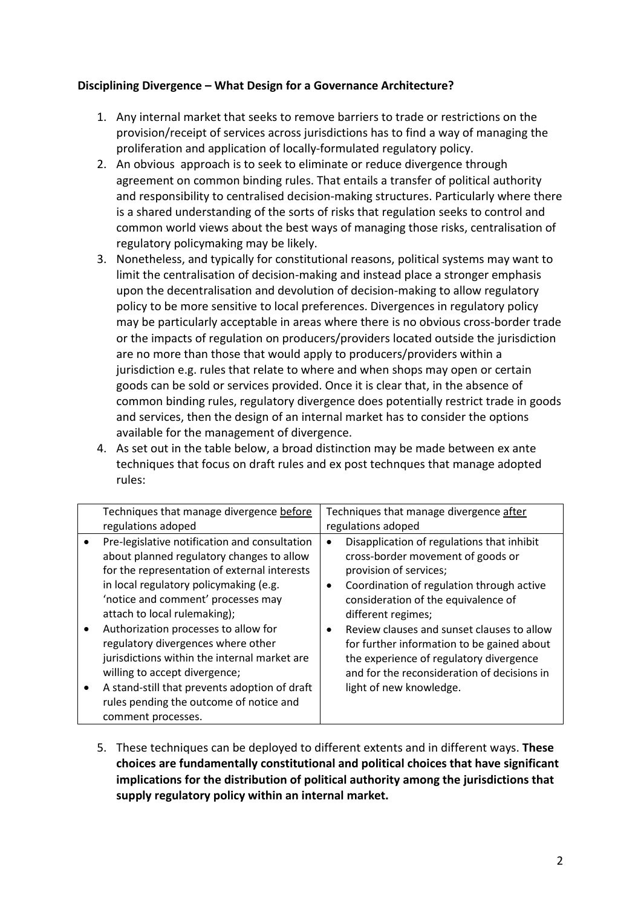**Disciplining Divergence – What Design for a Governance Architecture?**

1. Any internal market that seeks to remove barriers to trade or restrictions on the provision/receipt of services across jurisdictions has to find a way of managing the proliferation and application of locally-formulated regulatory policy.
2. An obvious approach is to seek to eliminate or reduce divergence through agreement on common binding rules. That entails a transfer of political authority and responsibility to centralised decision-making structures. Particularly where there is a shared understanding of the sorts of risks that regulation seeks to control and common world views about the best ways of managing those risks, centralisation of regulatory policymaking may be likely.
3. Nonetheless, and typically for constitutional reasons, political systems may want to limit the centralisation of decision-making and instead place a stronger emphasis upon the decentralisation and devolution of decision-making to allow regulatory policy to be more sensitive to local preferences. Divergences in regulatory policy may be particularly acceptable in areas where there is no obvious cross-border trade or the impacts of regulation on producers/providers located outside the jurisdiction are no more than those that would apply to producers/providers within a jurisdiction e.g. rules that relate to where and when shops may open or certain goods can be sold or services provided. Once it is clear that, in the absence of common binding rules, regulatory divergence does potentially restrict trade in goods and services, then the design of an internal market has to consider the options available for the management of divergence.
4. As set out in the table below, a broad distinction may be made between ex ante techniques that focus on draft rules and ex post technques that manage adopted rules:

| Techniques that manage divergence <u>before</u> regulations adoped | Techniques that manage divergence <u>after</u> regulations adoped |
|---|---|
| • Pre-legislative notification and consultation about planned regulatory changes to allow for the representation of external interests in local regulatory policymaking (e.g. 'notice and comment' processes may attach to local rulemaking);<br>• Authorization processes to allow for regulatory divergences where other jurisdictions within the internal market are willing to accept divergence;<br>• A stand-still that prevents adoption of draft rules pending the outcome of notice and comment processes. | • Disapplication of regulations that inhibit cross-border movement of goods or provision of services;<br>• Coordination of regulation through active consideration of the equivalence of different regimes;<br>• Review clauses and sunset clauses to allow for further information to be gained about the experience of regulatory divergence and for the reconsideration of decisions in light of new knowledge. |

5. These techniques can be deployed to different extents and in different ways. **These choices are fundamentally constitutional and political choices that have significant implications for the distribution of political authority among the jurisdictions that supply regulatory policy within an internal market.**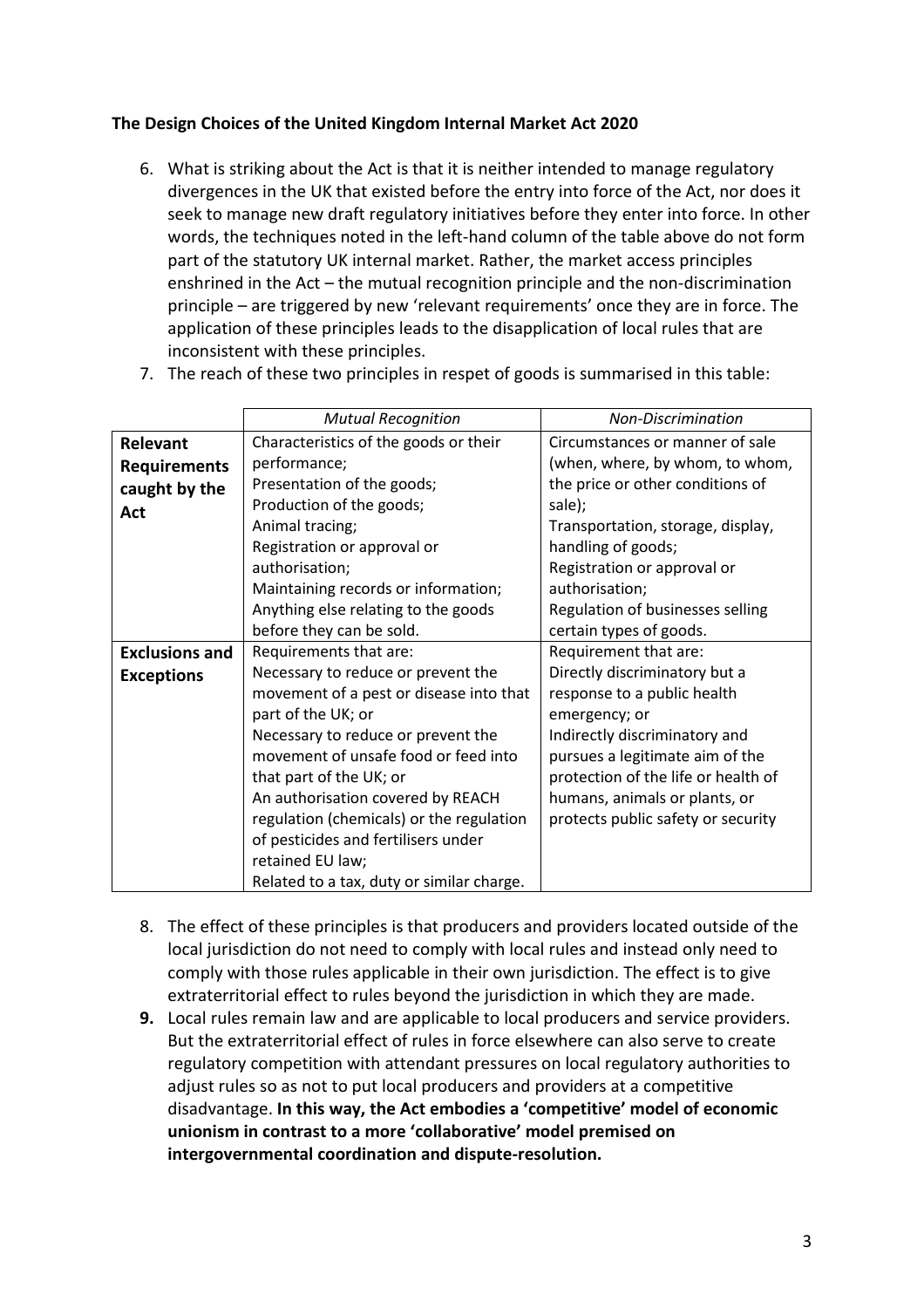**The Design Choices of the United Kingdom Internal Market Act 2020**

6. What is striking about the Act is that it is neither intended to manage regulatory divergences in the UK that existed before the entry into force of the Act, nor does it seek to manage new draft regulatory initiatives before they enter into force. In other words, the techniques noted in the left-hand column of the table above do not form part of the statutory UK internal market. Rather, the market access principles enshrined in the Act – the mutual recognition principle and the non-discrimination principle – are triggered by new 'relevant requirements' once they are in force. The application of these principles leads to the disapplication of local rules that are inconsistent with these principles.
7. The reach of these two principles in respet of goods is summarised in this table:

| | *Mutual Recognition* | *Non-Discrimination* |
|---|---|---|
| **Relevant Requirements caught by the Act** | Characteristics of the goods or their performance;<br>Presentation of the goods;<br>Production of the goods;<br>Animal tracing;<br>Registration or approval or authorisation;<br>Maintaining records or information;<br>Anything else relating to the goods before they can be sold. | Circumstances or manner of sale (when, where, by whom, to whom, the price or other conditions of sale);<br>Transportation, storage, display, handling of goods;<br>Registration or approval or authorisation;<br>Regulation of businesses selling certain types of goods. |
| **Exclusions and Exceptions** | Requirements that are:<br>Necessary to reduce or prevent the movement of a pest or disease into that part of the UK; or<br>Necessary to reduce or prevent the movement of unsafe food or feed into that part of the UK; or<br>An authorisation covered by REACH regulation (chemicals) or the regulation of pesticides and fertilisers under retained EU law;<br>Related to a tax, duty or similar charge. | Requirement that are:<br>Directly discriminatory but a response to a public health emergency; or<br>Indirectly discriminatory and pursues a legitimate aim of the protection of the life or health of humans, animals or plants, or protects public safety or security |

8. The effect of these principles is that producers and providers located outside of the local jurisdiction do not need to comply with local rules and instead only need to comply with those rules applicable in their own jurisdiction. The effect is to give extraterritorial effect to rules beyond the jurisdiction in which they are made.
9. Local rules remain law and are applicable to local producers and service providers. But the extraterritorial effect of rules in force elsewhere can also serve to create regulatory competition with attendant pressures on local regulatory authorities to adjust rules so as not to put local producers and providers at a competitive disadvantage. **In this way, the Act embodies a 'competitive' model of economic unionism in contrast to a more 'collaborative' model premised on intergovernmental coordination and dispute-resolution.**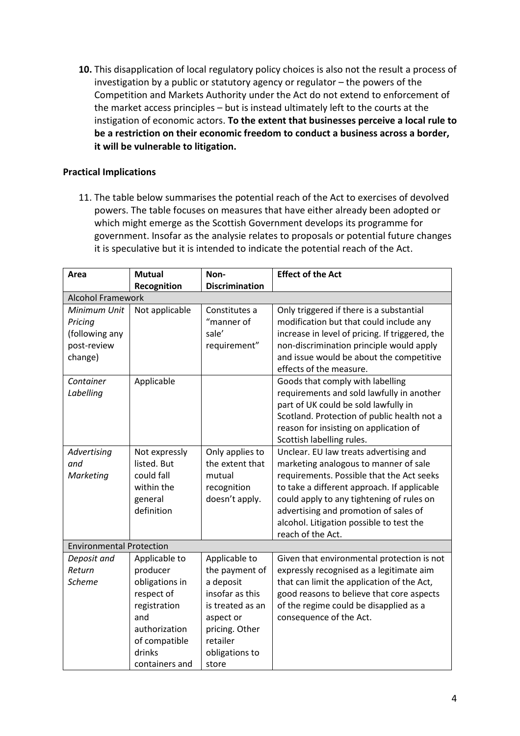**10.** This disapplication of local regulatory policy choices is also not the result a process of investigation by a public or statutory agency or regulator – the powers of the Competition and Markets Authority under the Act do not extend to enforcement of the market access principles – but is instead ultimately left to the courts at the instigation of economic actors. **To the extent that businesses perceive a local rule to be a restriction on their economic freedom to conduct a business across a border, it will be vulnerable to litigation.**

**Practical Implications**

11. The table below summarises the potential reach of the Act to exercises of devolved powers. The table focuses on measures that have either already been adopted or which might emerge as the Scottish Government develops its programme for government. Insofar as the analysie relates to proposals or potential future changes it is speculative but it is intended to indicate the potential reach of the Act.

| Area | Mutual Recognition | Non-Discrimination | Effect of the Act |
|---|---|---|---|
| Alcohol Framework | | | |
| *Minimum Unit Pricing (following any post-review change)* | Not applicable | Constitutes a "manner of sale' requirement" | Only triggered if there is a substantial modification but that could include any increase in level of pricing. If triggered, the non-discrimination principle would apply and issue would be about the competitive effects of the measure. |
| *Container Labelling* | Applicable | | Goods that comply with labelling requirements and sold lawfully in another part of UK could be sold lawfully in Scotland. Protection of public health not a reason for insisting on application of Scottish labelling rules. |
| *Advertising and Marketing* | Not expressly listed. But could fall within the general definition | Only applies to the extent that mutual recognition doesn't apply. | Unclear. EU law treats advertising and marketing analogous to manner of sale requirements. Possible that the Act seeks to take a different approach. If applicable could apply to any tightening of rules on advertising and promotion of sales of alcohol. Litigation possible to test the reach of the Act. |
| Environmental Protection | | | |
| *Deposit and Return Scheme* | Applicable to producer obligations in respect of registration and authorization of compatible drinks containers and | Applicable to the payment of a deposit insofar as this is treated as an aspect or pricing. Other retailer obligations to store | Given that environmental protection is not expressly recognised as a legitimate aim that can limit the application of the Act, good reasons to believe that core aspects of the regime could be disapplied as a consequence of the Act. |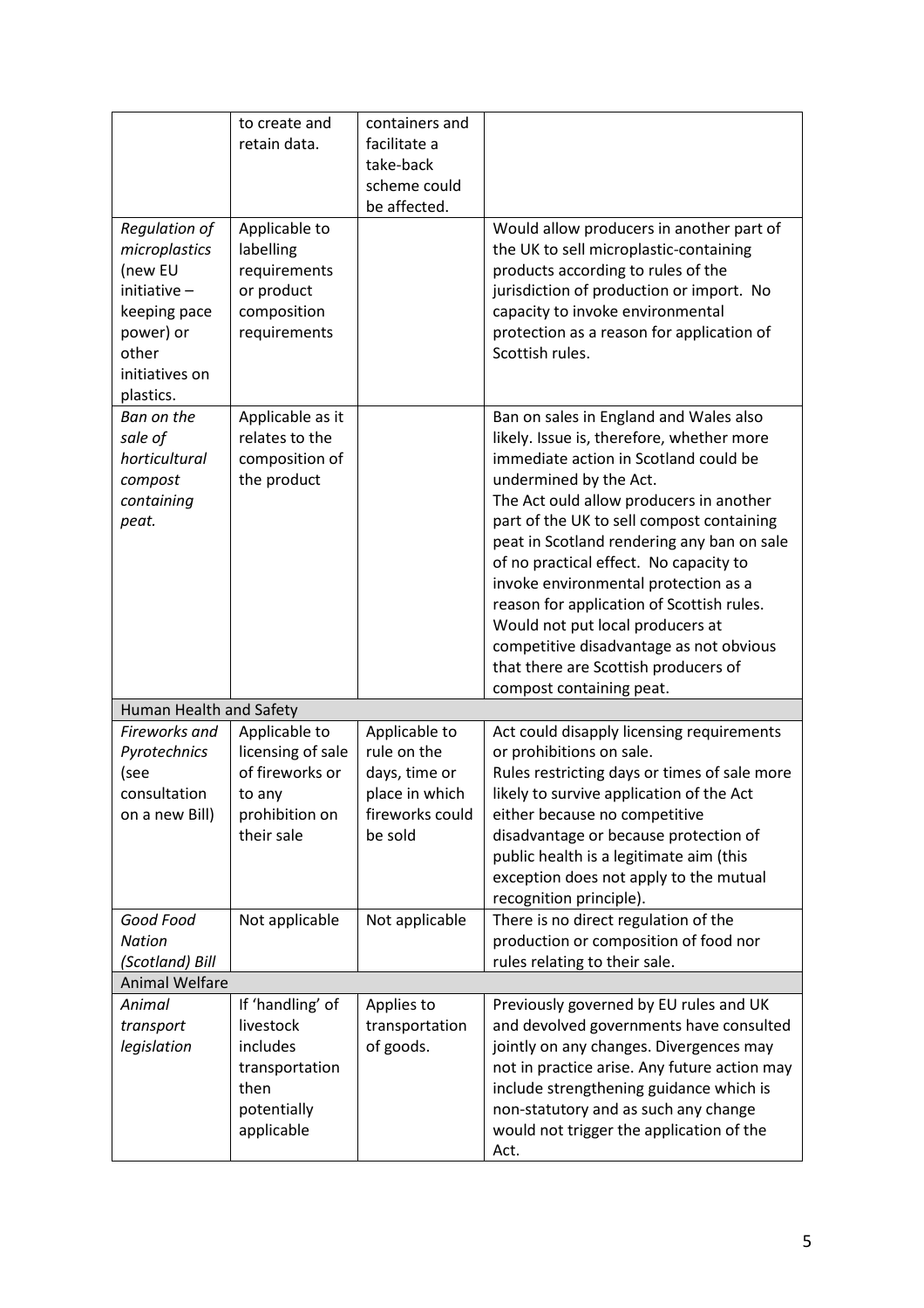|  | to create and retain data. | containers and facilitate a take-back scheme could be affected. |  |
|---|---|---|---|
| *Regulation of microplastics* (new EU initiative – keeping pace power) or other initiatives on plastics. | Applicable to labelling requirements or product composition requirements |  | Would allow producers in another part of the UK to sell microplastic-containing products according to rules of the jurisdiction of production or import. No capacity to invoke environmental protection as a reason for application of Scottish rules. |
| *Ban on the sale of horticultural compost containing peat.* | Applicable as it relates to the composition of the product |  | Ban on sales in England and Wales also likely. Issue is, therefore, whether more immediate action in Scotland could be undermined by the Act.<br>The Act ould allow producers in another part of the UK to sell compost containing peat in Scotland rendering any ban on sale of no practical effect. No capacity to invoke environmental protection as a reason for application of Scottish rules. Would not put local producers at competitive disadvantage as not obvious that there are Scottish producers of compost containing peat. |
| Human Health and Safety |  |  |  |
| *Fireworks and Pyrotechnics* (see consultation on a new Bill) | Applicable to licensing of sale of fireworks or to any prohibition on their sale | Applicable to rule on the days, time or place in which fireworks could be sold | Act could disapply licensing requirements or prohibitions on sale.<br>Rules restricting days or times of sale more likely to survive application of the Act either because no competitive disadvantage or because protection of public health is a legitimate aim (this exception does not apply to the mutual recognition principle). |
| *Good Food Nation (Scotland) Bill* | Not applicable | Not applicable | There is no direct regulation of the production or composition of food nor rules relating to their sale. |
| Animal Welfare |  |  |  |
| *Animal transport legislation* | If 'handling' of livestock includes transportation then potentially applicable | Applies to transportation of goods. | Previously governed by EU rules and UK and devolved governments have consulted jointly on any changes. Divergences may not in practice arise. Any future action may include strengthening guidance which is non-statutory and as such any change would not trigger the application of the Act. |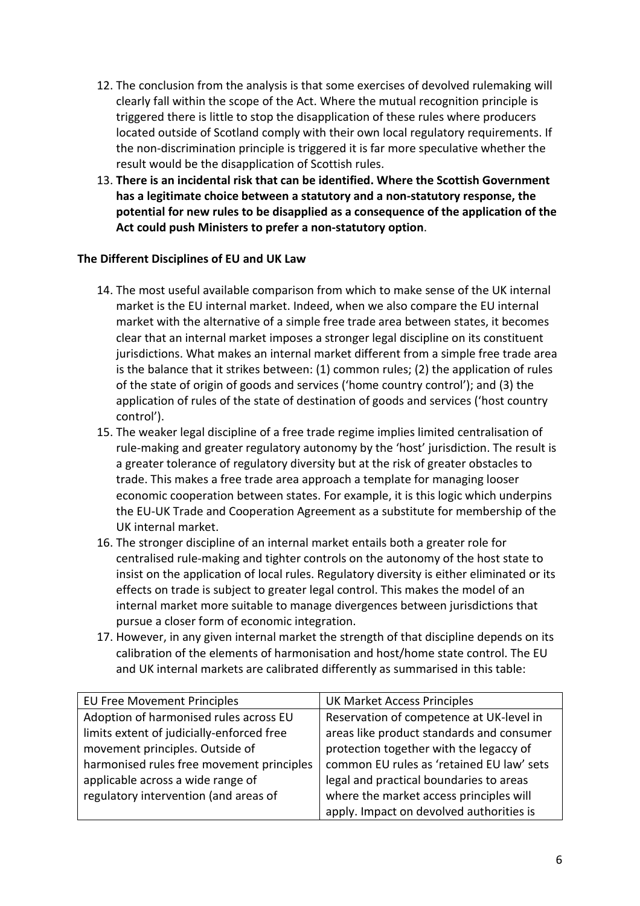12. The conclusion from the analysis is that some exercises of devolved rulemaking will clearly fall within the scope of the Act. Where the mutual recognition principle is triggered there is little to stop the disapplication of these rules where producers located outside of Scotland comply with their own local regulatory requirements. If the non-discrimination principle is triggered it is far more speculative whether the result would be the disapplication of Scottish rules.
13. **There is an incidental risk that can be identified. Where the Scottish Government has a legitimate choice between a statutory and a non-statutory response, the potential for new rules to be disapplied as a consequence of the application of the Act could push Ministers to prefer a non-statutory option**.

**The Different Disciplines of EU and UK Law**

14. The most useful available comparison from which to make sense of the UK internal market is the EU internal market. Indeed, when we also compare the EU internal market with the alternative of a simple free trade area between states, it becomes clear that an internal market imposes a stronger legal discipline on its constituent jurisdictions. What makes an internal market different from a simple free trade area is the balance that it strikes between: (1) common rules; (2) the application of rules of the state of origin of goods and services ('home country control'); and (3) the application of rules of the state of destination of goods and services ('host country control').
15. The weaker legal discipline of a free trade regime implies limited centralisation of rule-making and greater regulatory autonomy by the 'host' jurisdiction. The result is a greater tolerance of regulatory diversity but at the risk of greater obstacles to trade. This makes a free trade area approach a template for managing looser economic cooperation between states. For example, it is this logic which underpins the EU-UK Trade and Cooperation Agreement as a substitute for membership of the UK internal market.
16. The stronger discipline of an internal market entails both a greater role for centralised rule-making and tighter controls on the autonomy of the host state to insist on the application of local rules. Regulatory diversity is either eliminated or its effects on trade is subject to greater legal control. This makes the model of an internal market more suitable to manage divergences between jurisdictions that pursue a closer form of economic integration.
17. However, in any given internal market the strength of that discipline depends on its calibration of the elements of harmonisation and host/home state control. The EU and UK internal markets are calibrated differently as summarised in this table:

| EU Free Movement Principles | UK Market Access Principles |
|---|---|
| Adoption of harmonised rules across EU limits extent of judicially-enforced free movement principles. Outside of harmonised rules free movement principles applicable across a wide range of regulatory intervention (and areas of | Reservation of competence at UK-level in areas like product standards and consumer protection together with the legaccy of common EU rules as 'retained EU law' sets legal and practical boundaries to areas where the market access principles will apply. Impact on devolved authorities is |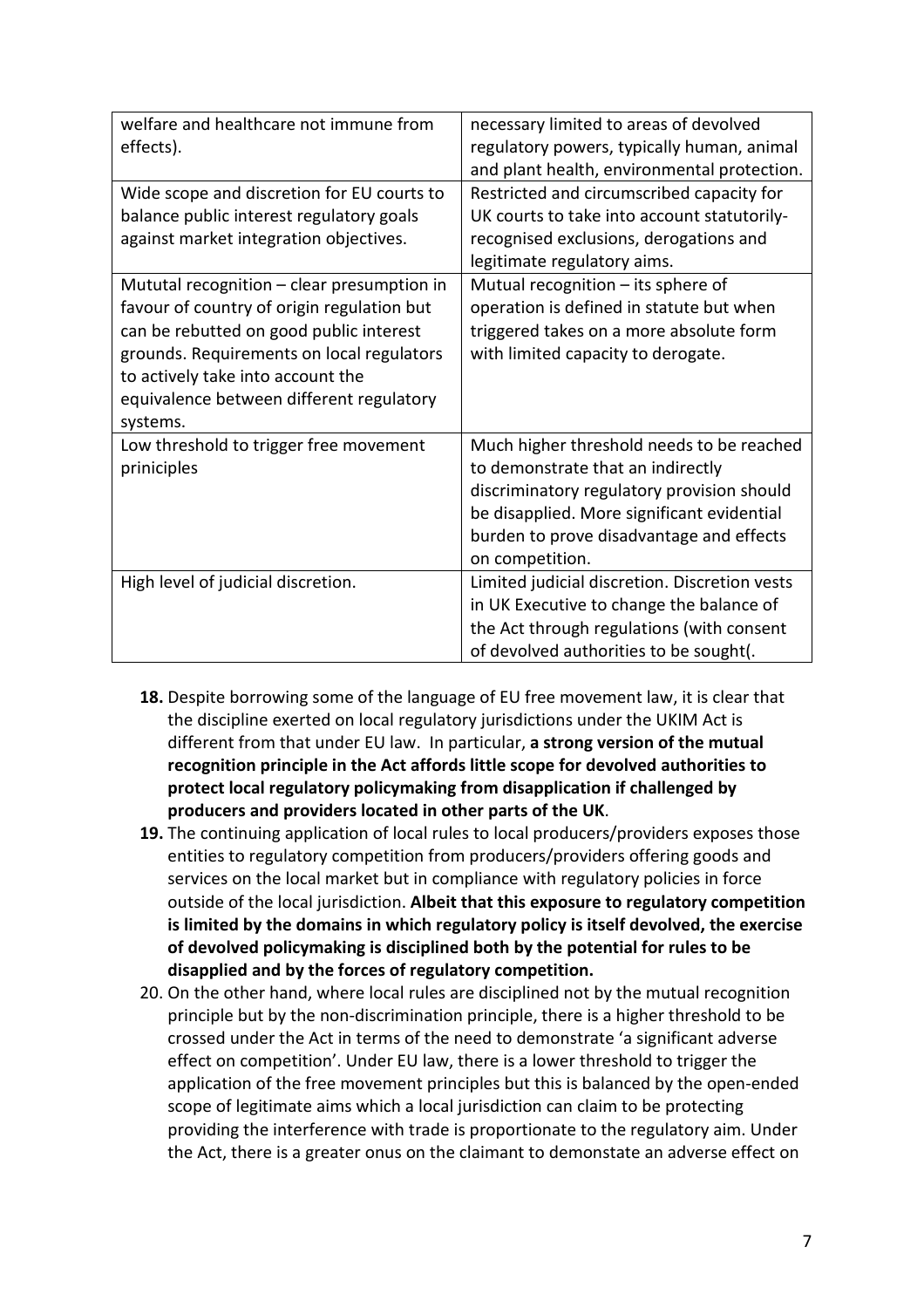| | |
|---|---|
| welfare and healthcare not immune from effects). | necessary limited to areas of devolved regulatory powers, typically human, animal and plant health, environmental protection. |
| Wide scope and discretion for EU courts to balance public interest regulatory goals against market integration objectives. | Restricted and circumscribed capacity for UK courts to take into account statutorily-recognised exclusions, derogations and legitimate regulatory aims. |
| Mututal recognition – clear presumption in favour of country of origin regulation but can be rebutted on good public interest grounds. Requirements on local regulators to actively take into account the equivalence between different regulatory systems. | Mutual recognition – its sphere of operation is defined in statute but when triggered takes on a more absolute form with limited capacity to derogate. |
| Low threshold to trigger free movement priniciples | Much higher threshold needs to be reached to demonstrate that an indirectly discriminatory regulatory provision should be disapplied. More significant evidential burden to prove disadvantage and effects on competition. |
| High level of judicial discretion. | Limited judicial discretion. Discretion vests in UK Executive to change the balance of the Act through regulations (with consent of devolved authorities to be sought(. |

**18.** Despite borrowing some of the language of EU free movement law, it is clear that the discipline exerted on local regulatory jurisdictions under the UKIM Act is different from that under EU law. In particular, **a strong version of the mutual recognition principle in the Act affords little scope for devolved authorities to protect local regulatory policymaking from disapplication if challenged by producers and providers located in other parts of the UK**.

**19.** The continuing application of local rules to local producers/providers exposes those entities to regulatory competition from producers/providers offering goods and services on the local market but in compliance with regulatory policies in force outside of the local jurisdiction. **Albeit that this exposure to regulatory competition is limited by the domains in which regulatory policy is itself devolved, the exercise of devolved policymaking is disciplined both by the potential for rules to be disapplied and by the forces of regulatory competition.**

20. On the other hand, where local rules are disciplined not by the mutual recognition principle but by the non-discrimination principle, there is a higher threshold to be crossed under the Act in terms of the need to demonstrate 'a significant adverse effect on competition'. Under EU law, there is a lower threshold to trigger the application of the free movement principles but this is balanced by the open-ended scope of legitimate aims which a local jurisdiction can claim to be protecting providing the interference with trade is proportionate to the regulatory aim. Under the Act, there is a greater onus on the claimant to demonstate an adverse effect on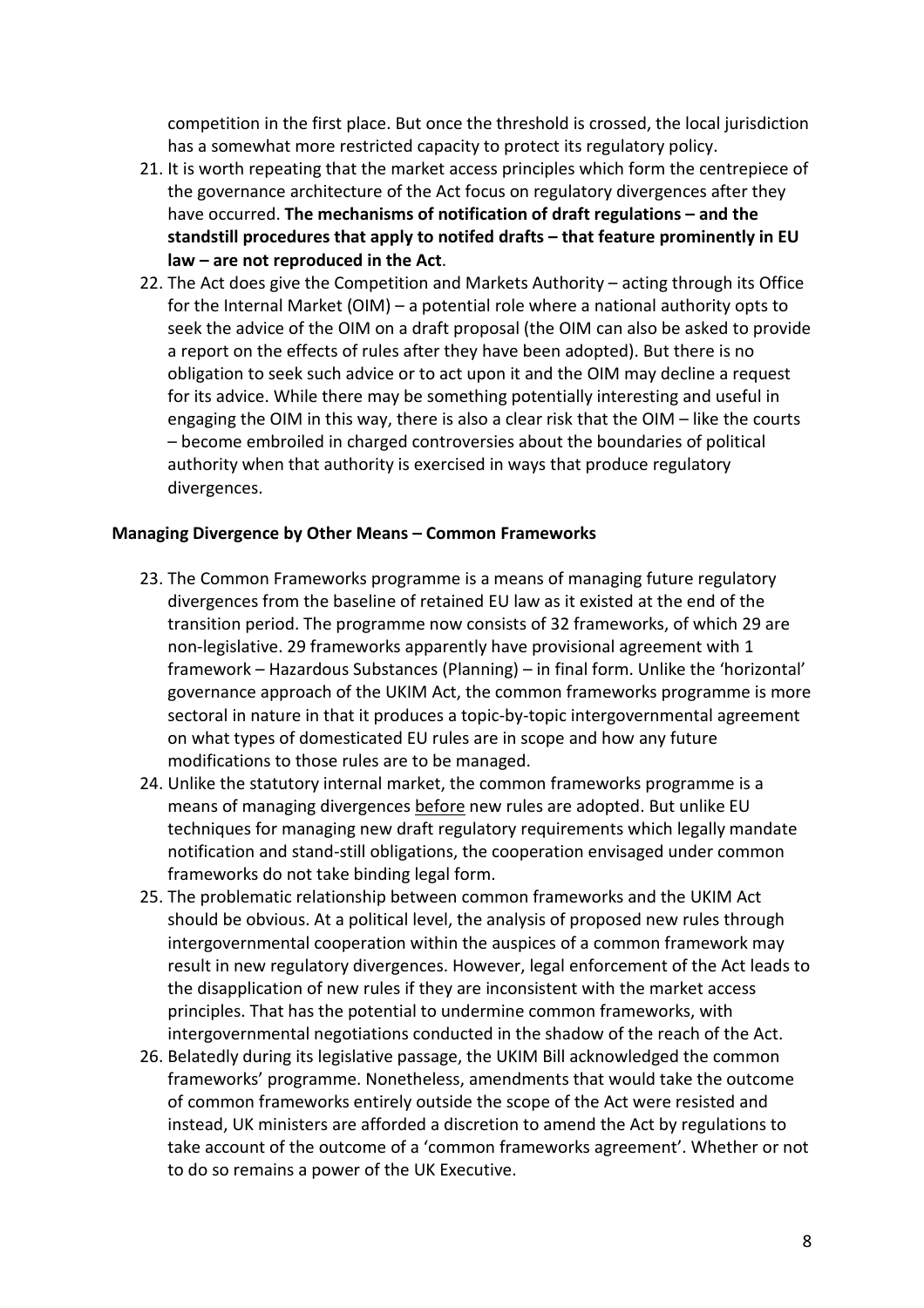competition in the first place. But once the threshold is crossed, the local jurisdiction has a somewhat more restricted capacity to protect its regulatory policy.

21. It is worth repeating that the market access principles which form the centrepiece of the governance architecture of the Act focus on regulatory divergences after they have occurred. **The mechanisms of notification of draft regulations – and the standstill procedures that apply to notifed drafts – that feature prominently in EU law – are not reproduced in the Act**.
22. The Act does give the Competition and Markets Authority – acting through its Office for the Internal Market (OIM) – a potential role where a national authority opts to seek the advice of the OIM on a draft proposal (the OIM can also be asked to provide a report on the effects of rules after they have been adopted). But there is no obligation to seek such advice or to act upon it and the OIM may decline a request for its advice. While there may be something potentially interesting and useful in engaging the OIM in this way, there is also a clear risk that the OIM – like the courts – become embroiled in charged controversies about the boundaries of political authority when that authority is exercised in ways that produce regulatory divergences.

**Managing Divergence by Other Means – Common Frameworks**

23. The Common Frameworks programme is a means of managing future regulatory divergences from the baseline of retained EU law as it existed at the end of the transition period. The programme now consists of 32 frameworks, of which 29 are non-legislative. 29 frameworks apparently have provisional agreement with 1 framework – Hazardous Substances (Planning) – in final form. Unlike the 'horizontal' governance approach of the UKIM Act, the common frameworks programme is more sectoral in nature in that it produces a topic-by-topic intergovernmental agreement on what types of domesticated EU rules are in scope and how any future modifications to those rules are to be managed.
24. Unlike the statutory internal market, the common frameworks programme is a means of managing divergences <u>before</u> new rules are adopted. But unlike EU techniques for managing new draft regulatory requirements which legally mandate notification and stand-still obligations, the cooperation envisaged under common frameworks do not take binding legal form.
25. The problematic relationship between common frameworks and the UKIM Act should be obvious. At a political level, the analysis of proposed new rules through intergovernmental cooperation within the auspices of a common framework may result in new regulatory divergences. However, legal enforcement of the Act leads to the disapplication of new rules if they are inconsistent with the market access principles. That has the potential to undermine common frameworks, with intergovernmental negotiations conducted in the shadow of the reach of the Act.
26. Belatedly during its legislative passage, the UKIM Bill acknowledged the common frameworks' programme. Nonetheless, amendments that would take the outcome of common frameworks entirely outside the scope of the Act were resisted and instead, UK ministers are afforded a discretion to amend the Act by regulations to take account of the outcome of a 'common frameworks agreement'. Whether or not to do so remains a power of the UK Executive.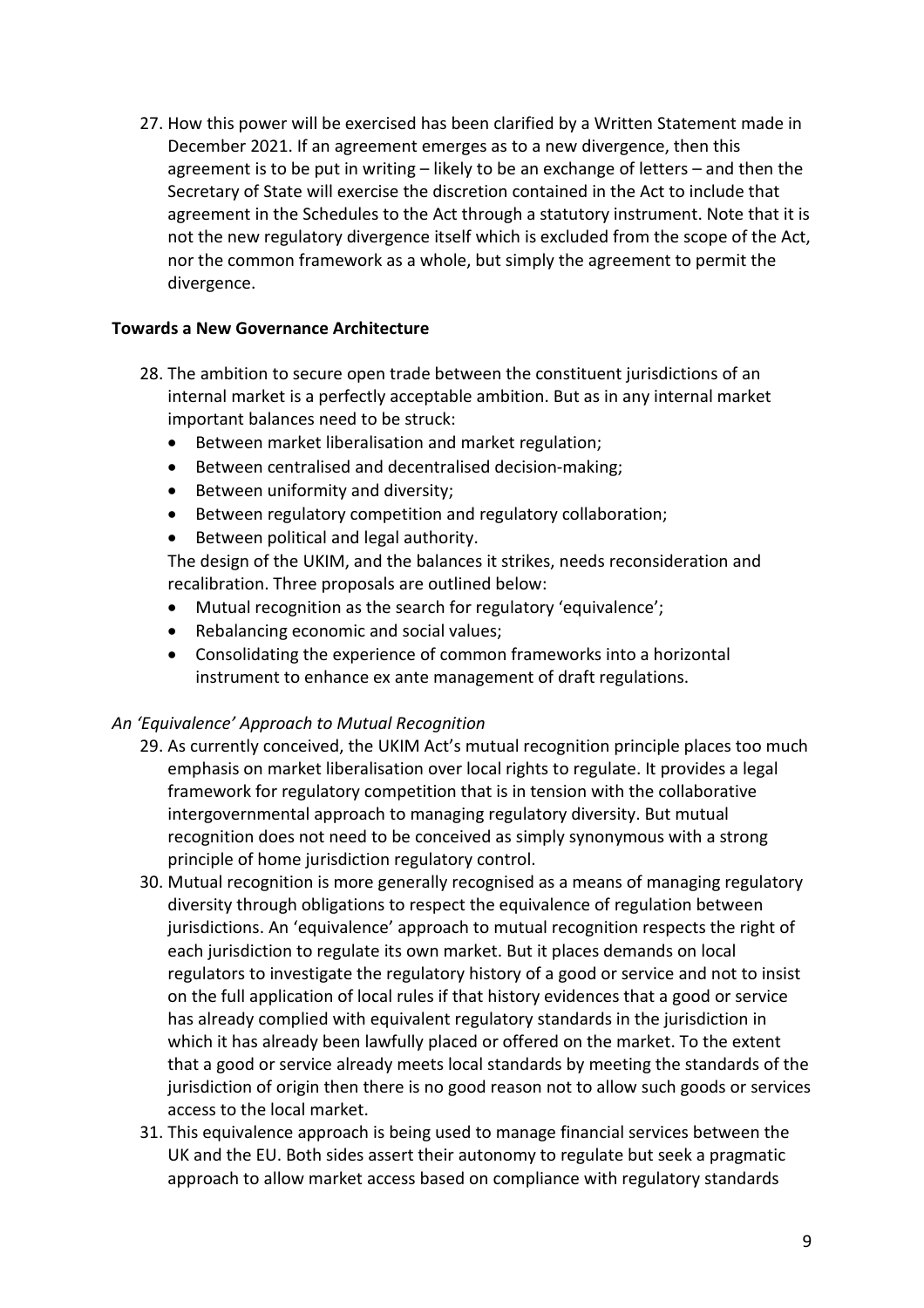27. How this power will be exercised has been clarified by a Written Statement made in December 2021. If an agreement emerges as to a new divergence, then this agreement is to be put in writing – likely to be an exchange of letters – and then the Secretary of State will exercise the discretion contained in the Act to include that agreement in the Schedules to the Act through a statutory instrument. Note that it is not the new regulatory divergence itself which is excluded from the scope of the Act, nor the common framework as a whole, but simply the agreement to permit the divergence.

**Towards a New Governance Architecture**

28. The ambition to secure open trade between the constituent jurisdictions of an internal market is a perfectly acceptable ambition. But as in any internal market important balances need to be struck:
    - Between market liberalisation and market regulation;
    - Between centralised and decentralised decision-making;
    - Between uniformity and diversity;
    - Between regulatory competition and regulatory collaboration;
    - Between political and legal authority.

    The design of the UKIM, and the balances it strikes, needs reconsideration and recalibration. Three proposals are outlined below:
    - Mutual recognition as the search for regulatory 'equivalence';
    - Rebalancing economic and social values;
    - Consolidating the experience of common frameworks into a horizontal instrument to enhance ex ante management of draft regulations.

*An 'Equivalence' Approach to Mutual Recognition*

29. As currently conceived, the UKIM Act's mutual recognition principle places too much emphasis on market liberalisation over local rights to regulate. It provides a legal framework for regulatory competition that is in tension with the collaborative intergovernmental approach to managing regulatory diversity. But mutual recognition does not need to be conceived as simply synonymous with a strong principle of home jurisdiction regulatory control.
30. Mutual recognition is more generally recognised as a means of managing regulatory diversity through obligations to respect the equivalence of regulation between jurisdictions. An 'equivalence' approach to mutual recognition respects the right of each jurisdiction to regulate its own market. But it places demands on local regulators to investigate the regulatory history of a good or service and not to insist on the full application of local rules if that history evidences that a good or service has already complied with equivalent regulatory standards in the jurisdiction in which it has already been lawfully placed or offered on the market. To the extent that a good or service already meets local standards by meeting the standards of the jurisdiction of origin then there is no good reason not to allow such goods or services access to the local market.
31. This equivalence approach is being used to manage financial services between the UK and the EU. Both sides assert their autonomy to regulate but seek a pragmatic approach to allow market access based on compliance with regulatory standards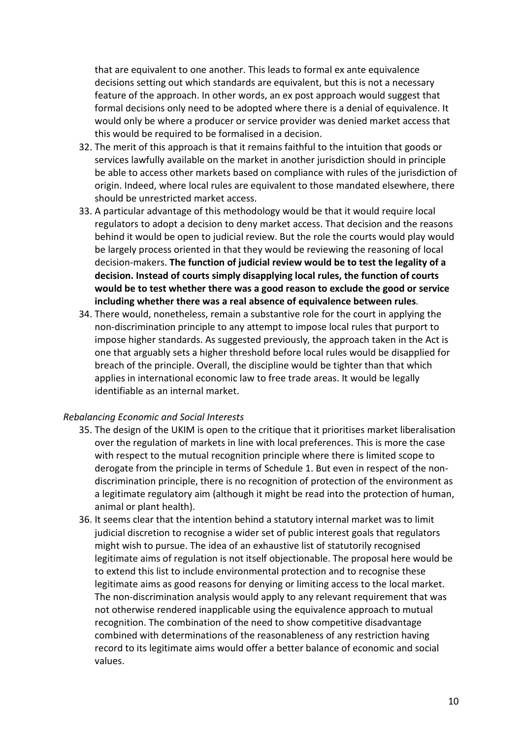that are equivalent to one another. This leads to formal ex ante equivalence decisions setting out which standards are equivalent, but this is not a necessary feature of the approach. In other words, an ex post approach would suggest that formal decisions only need to be adopted where there is a denial of equivalence. It would only be where a producer or service provider was denied market access that this would be required to be formalised in a decision.

32. The merit of this approach is that it remains faithful to the intuition that goods or services lawfully available on the market in another jurisdiction should in principle be able to access other markets based on compliance with rules of the jurisdiction of origin. Indeed, where local rules are equivalent to those mandated elsewhere, there should be unrestricted market access.
33. A particular advantage of this methodology would be that it would require local regulators to adopt a decision to deny market access. That decision and the reasons behind it would be open to judicial review. But the role the courts would play would be largely process oriented in that they would be reviewing the reasoning of local decision-makers. **The function of judicial review would be to test the legality of a decision. Instead of courts simply disapplying local rules, the function of courts would be to test whether there was a good reason to exclude the good or service including whether there was a real absence of equivalence between rules**.
34. There would, nonetheless, remain a substantive role for the court in applying the non-discrimination principle to any attempt to impose local rules that purport to impose higher standards. As suggested previously, the approach taken in the Act is one that arguably sets a higher threshold before local rules would be disapplied for breach of the principle. Overall, the discipline would be tighter than that which applies in international economic law to free trade areas. It would be legally identifiable as an internal market.

*Rebalancing Economic and Social Interests*

35. The design of the UKIM is open to the critique that it prioritises market liberalisation over the regulation of markets in line with local preferences. This is more the case with respect to the mutual recognition principle where there is limited scope to derogate from the principle in terms of Schedule 1. But even in respect of the non-discrimination principle, there is no recognition of protection of the environment as a legitimate regulatory aim (although it might be read into the protection of human, animal or plant health).
36. It seems clear that the intention behind a statutory internal market was to limit judicial discretion to recognise a wider set of public interest goals that regulators might wish to pursue. The idea of an exhaustive list of statutorily recognised legitimate aims of regulation is not itself objectionable. The proposal here would be to extend this list to include environmental protection and to recognise these legitimate aims as good reasons for denying or limiting access to the local market. The non-discrimination analysis would apply to any relevant requirement that was not otherwise rendered inapplicable using the equivalence approach to mutual recognition. The combination of the need to show competitive disadvantage combined with determinations of the reasonableness of any restriction having record to its legitimate aims would offer a better balance of economic and social values.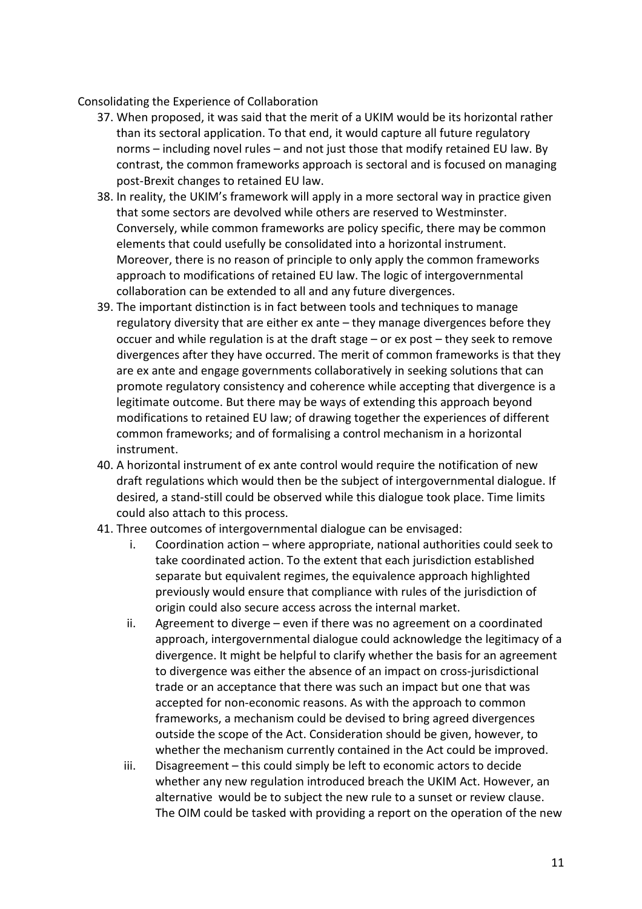Consolidating the Experience of Collaboration

37. When proposed, it was said that the merit of a UKIM would be its horizontal rather than its sectoral application. To that end, it would capture all future regulatory norms – including novel rules – and not just those that modify retained EU law. By contrast, the common frameworks approach is sectoral and is focused on managing post-Brexit changes to retained EU law.
38. In reality, the UKIM's framework will apply in a more sectoral way in practice given that some sectors are devolved while others are reserved to Westminster. Conversely, while common frameworks are policy specific, there may be common elements that could usefully be consolidated into a horizontal instrument. Moreover, there is no reason of principle to only apply the common frameworks approach to modifications of retained EU law. The logic of intergovernmental collaboration can be extended to all and any future divergences.
39. The important distinction is in fact between tools and techniques to manage regulatory diversity that are either ex ante – they manage divergences before they occuer and while regulation is at the draft stage – or ex post – they seek to remove divergences after they have occurred. The merit of common frameworks is that they are ex ante and engage governments collaboratively in seeking solutions that can promote regulatory consistency and coherence while accepting that divergence is a legitimate outcome. But there may be ways of extending this approach beyond modifications to retained EU law; of drawing together the experiences of different common frameworks; and of formalising a control mechanism in a horizontal instrument.
40. A horizontal instrument of ex ante control would require the notification of new draft regulations which would then be the subject of intergovernmental dialogue. If desired, a stand-still could be observed while this dialogue took place. Time limits could also attach to this process.
41. Three outcomes of intergovernmental dialogue can be envisaged:
    1. Coordination action – where appropriate, national authorities could seek to take coordinated action. To the extent that each jurisdiction established separate but equivalent regimes, the equivalence approach highlighted previously would ensure that compliance with rules of the jurisdiction of origin could also secure access across the internal market.
    2. Agreement to diverge – even if there was no agreement on a coordinated approach, intergovernmental dialogue could acknowledge the legitimacy of a divergence. It might be helpful to clarify whether the basis for an agreement to divergence was either the absence of an impact on cross-jurisdictional trade or an acceptance that there was such an impact but one that was accepted for non-economic reasons. As with the approach to common frameworks, a mechanism could be devised to bring agreed divergences outside the scope of the Act. Consideration should be given, however, to whether the mechanism currently contained in the Act could be improved.
    3. Disagreement – this could simply be left to economic actors to decide whether any new regulation introduced breach the UKIM Act. However, an alternative would be to subject the new rule to a sunset or review clause. The OIM could be tasked with providing a report on the operation of the new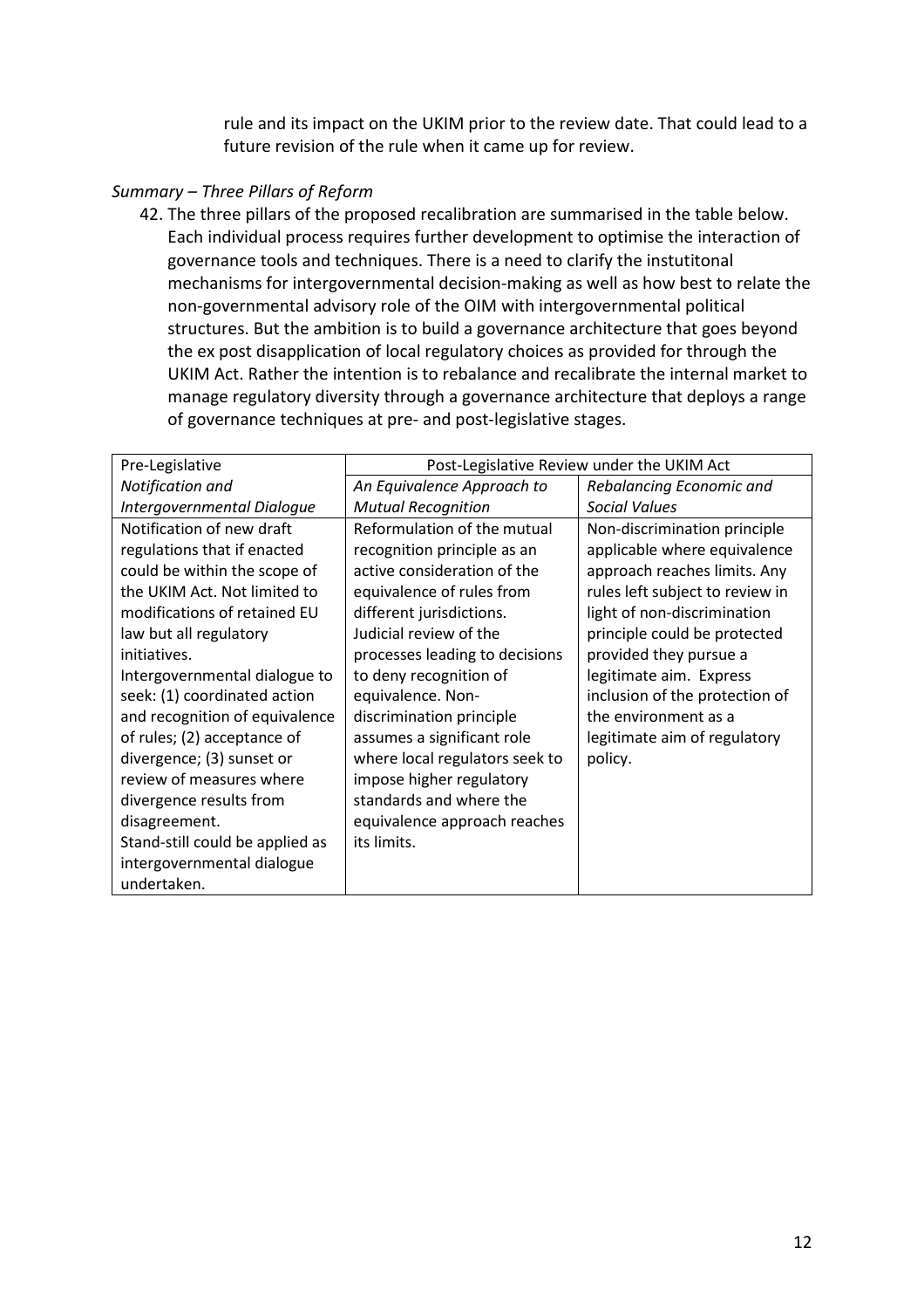rule and its impact on the UKIM prior to the review date. That could lead to a future revision of the rule when it came up for review.

*Summary – Three Pillars of Reform*

42. The three pillars of the proposed recalibration are summarised in the table below. Each individual process requires further development to optimise the interaction of governance tools and techniques. There is a need to clarify the instutitonal mechanisms for intergovernmental decision-making as well as how best to relate the non-governmental advisory role of the OIM with intergovernmental political structures. But the ambition is to build a governance architecture that goes beyond the ex post disapplication of local regulatory choices as provided for through the UKIM Act. Rather the intention is to rebalance and recalibrate the internal market to manage regulatory diversity through a governance architecture that deploys a range of governance techniques at pre- and post-legislative stages.

| Pre-Legislative | Post-Legislative Review under the UKIM Act | |
|---|---|---|
| *Notification and Intergovernmental Dialogue* | *An Equivalence Approach to Mutual Recognition* | *Rebalancing Economic and Social Values* |
| Notification of new draft regulations that if enacted could be within the scope of the UKIM Act. Not limited to modifications of retained EU law but all regulatory initiatives.<br>Intergovernmental dialogue to seek: (1) coordinated action and recognition of equivalence of rules; (2) acceptance of divergence; (3) sunset or review of measures where divergence results from disagreement.<br>Stand-still could be applied as intergovernmental dialogue undertaken. | Reformulation of the mutual recognition principle as an active consideration of the equivalence of rules from different jurisdictions.<br>Judicial review of the processes leading to decisions to deny recognition of equivalence. Non-discrimination principle assumes a significant role where local regulators seek to impose higher regulatory standards and where the equivalence approach reaches its limits. | Non-discrimination principle applicable where equivalence approach reaches limits. Any rules left subject to review in light of non-discrimination principle could be protected provided they pursue a legitimate aim. Express inclusion of the protection of the environment as a legitimate aim of regulatory policy. |